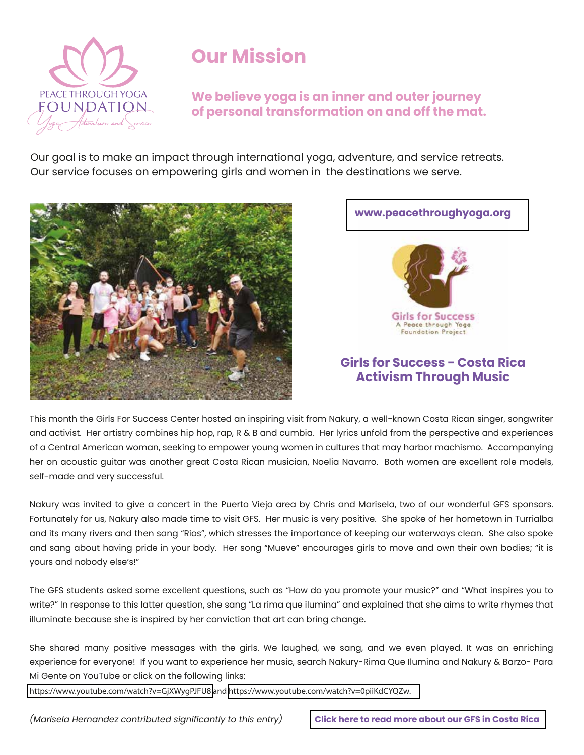PEACE THROUGH YOGA FOUNDATION

Yoga, Adventure and Service

# Our Mission

**We believe yoga is an inner and outer journey of personal transformation on and off the mat.**

Our goal is to make an impact through international yoga, adventure, and service retreats. Our service focuses on empowering girls and women in the destinations we serve.

**www.peacethroughyoga.org**

Girls for Success
A Peace through Yoga Foundation Project

## Girls for Success - Costa Rica
## Activism Through Music

This month the Girls For Success Center hosted an inspiring visit from Nakury, a well-known Costa Rican singer, songwriter and activist. Her artistry combines hip hop, rap, R & B and cumbia. Her lyrics unfold from the perspective and experiences of a Central American woman, seeking to empower young women in cultures that may harbor machismo. Accompanying her on acoustic guitar was another great Costa Rican musician, Noelia Navarro. Both women are excellent role models, self-made and very successful.

Nakury was invited to give a concert in the Puerto Viejo area by Chris and Marisela, two of our wonderful GFS sponsors. Fortunately for us, Nakury also made time to visit GFS. Her music is very positive. She spoke of her hometown in Turrialba and its many rivers and then sang "Rios", which stresses the importance of keeping our waterways clean. She also spoke and sang about having pride in your body. Her song "Mueve" encourages girls to move and own their own bodies; "it is yours and nobody else's!"

The GFS students asked some excellent questions, such as "How do you promote your music?" and "What inspires you to write?" In response to this latter question, she sang "La rima que ilumina" and explained that she aims to write rhymes that illuminate because she is inspired by her conviction that art can bring change.

She shared many positive messages with the girls. We laughed, we sang, and we even played. It was an enriching experience for everyone! If you want to experience her music, search Nakury-Rima Que Ilumina and Nakury & Barzo- Para Mi Gente on YouTube or click on the following links:
https://www.youtube.com/watch?v=GjXWygPJFU8 and https://www.youtube.com/watch?v=0piiKdCYQZw.

*(Marisela Hernandez contributed significantly to this entry)*

**Click here to read more about our GFS in Costa Rica**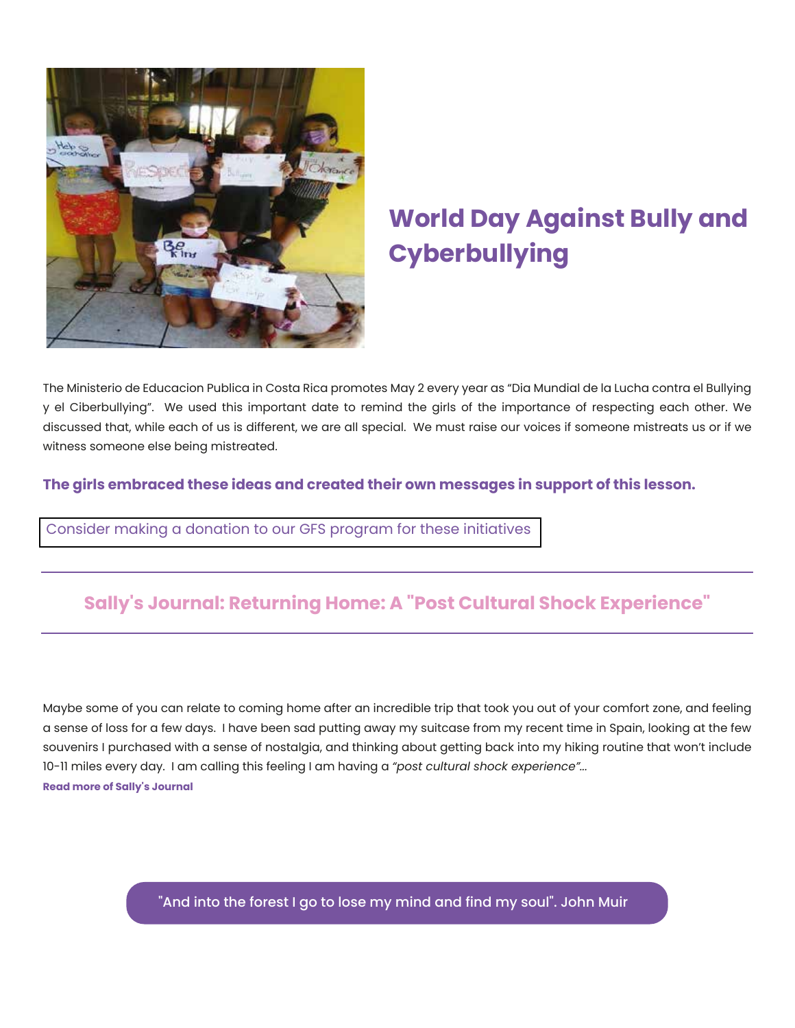## World Day Against Bully and Cyberbullying

The Ministerio de Educacion Publica in Costa Rica promotes May 2 every year as "Dia Mundial de la Lucha contra el Bullying y el Ciberbullying". We used this important date to remind the girls of the importance of respecting each other. We discussed that, while each of us is different, we are all special. We must raise our voices if someone mistreats us or if we witness someone else being mistreated.

**The girls embraced these ideas and created their own messages in support of this lesson.**

Consider making a donation to our GFS program for these initiatives

---

## Sally's Journal: Returning Home: A "Post Cultural Shock Experience"

---

Maybe some of you can relate to coming home after an incredible trip that took you out of your comfort zone, and feeling a sense of loss for a few days. I have been sad putting away my suitcase from my recent time in Spain, looking at the few souvenirs I purchased with a sense of nostalgia, and thinking about getting back into my hiking routine that won't include 10-11 miles every day. I am calling this feeling I am having a *"post cultural shock experience"...*

**Read more of Sally's Journal**

"And into the forest I go to lose my mind and find my soul". John Muir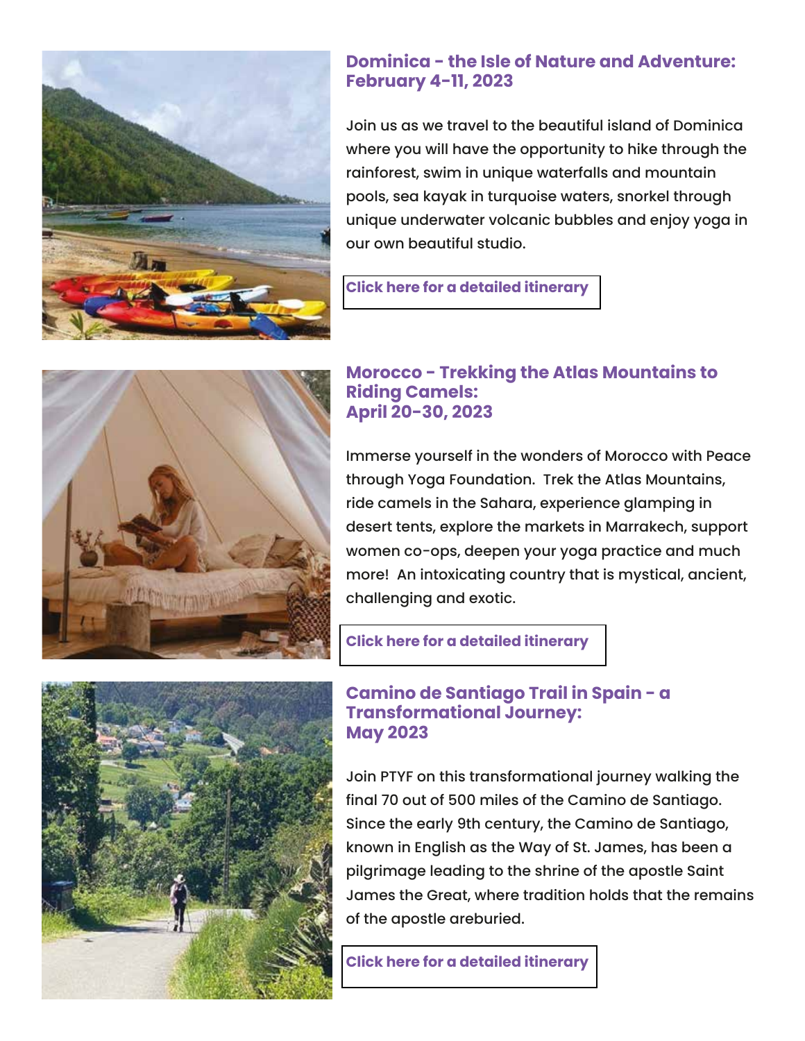## Dominica - the Isle of Nature and Adventure: February 4-11, 2023

Join us as we travel to the beautiful island of Dominica where you will have the opportunity to hike through the rainforest, swim in unique waterfalls and mountain pools, sea kayak in turquoise waters, snorkel through unique underwater volcanic bubbles and enjoy yoga in our own beautiful studio.

**Click here for a detailed itinerary**

## Morocco - Trekking the Atlas Mountains to Riding Camels: April 20-30, 2023

Immerse yourself in the wonders of Morocco with Peace through Yoga Foundation. Trek the Atlas Mountains, ride camels in the Sahara, experience glamping in desert tents, explore the markets in Marrakech, support women co-ops, deepen your yoga practice and much more! An intoxicating country that is mystical, ancient, challenging and exotic.

**Click here for a detailed itinerary**

## Camino de Santiago Trail in Spain - a Transformational Journey: May 2023

Join PTYF on this transformational journey walking the final 70 out of 500 miles of the Camino de Santiago. Since the early 9th century, the Camino de Santiago, known in English as the Way of St. James, has been a pilgrimage leading to the shrine of the apostle Saint James the Great, where tradition holds that the remains of the apostle areburied.

**Click here for a detailed itinerary**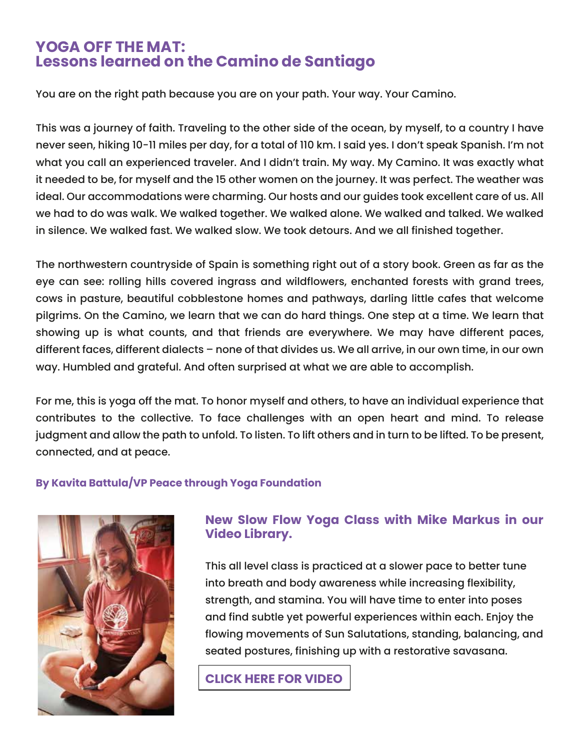## YOGA OFF THE MAT:
## Lessons learned on the Camino de Santiago

You are on the right path because you are on your path. Your way. Your Camino.

This was a journey of faith. Traveling to the other side of the ocean, by myself, to a country I have never seen, hiking 10-11 miles per day, for a total of 110 km. I said yes. I don't speak Spanish. I'm not what you call an experienced traveler. And I didn't train. My way. My Camino. It was exactly what it needed to be, for myself and the 15 other women on the journey. It was perfect. The weather was ideal. Our accommodations were charming. Our hosts and our guides took excellent care of us. All we had to do was walk. We walked together. We walked alone. We walked and talked. We walked in silence. We walked fast. We walked slow. We took detours. And we all finished together.

The northwestern countryside of Spain is something right out of a story book. Green as far as the eye can see: rolling hills covered ingrass and wildflowers, enchanted forests with grand trees, cows in pasture, beautiful cobblestone homes and pathways, darling little cafes that welcome pilgrims. On the Camino, we learn that we can do hard things. One step at a time. We learn that showing up is what counts, and that friends are everywhere. We may have different paces, different faces, different dialects – none of that divides us. We all arrive, in our own time, in our own way. Humbled and grateful. And often surprised at what we are able to accomplish.

For me, this is yoga off the mat. To honor myself and others, to have an individual experience that contributes to the collective. To face challenges with an open heart and mind. To release judgment and allow the path to unfold. To listen. To lift others and in turn to be lifted. To be present, connected, and at peace.

**By Kavita Battula/VP Peace through Yoga Foundation**

### New Slow Flow Yoga Class with Mike Markus in our Video Library.

This all level class is practiced at a slower pace to better tune into breath and body awareness while increasing flexibility, strength, and stamina. You will have time to enter into poses and find subtle yet powerful experiences within each. Enjoy the flowing movements of Sun Salutations, standing, balancing, and seated postures, finishing up with a restorative savasana.

**CLICK HERE FOR VIDEO**